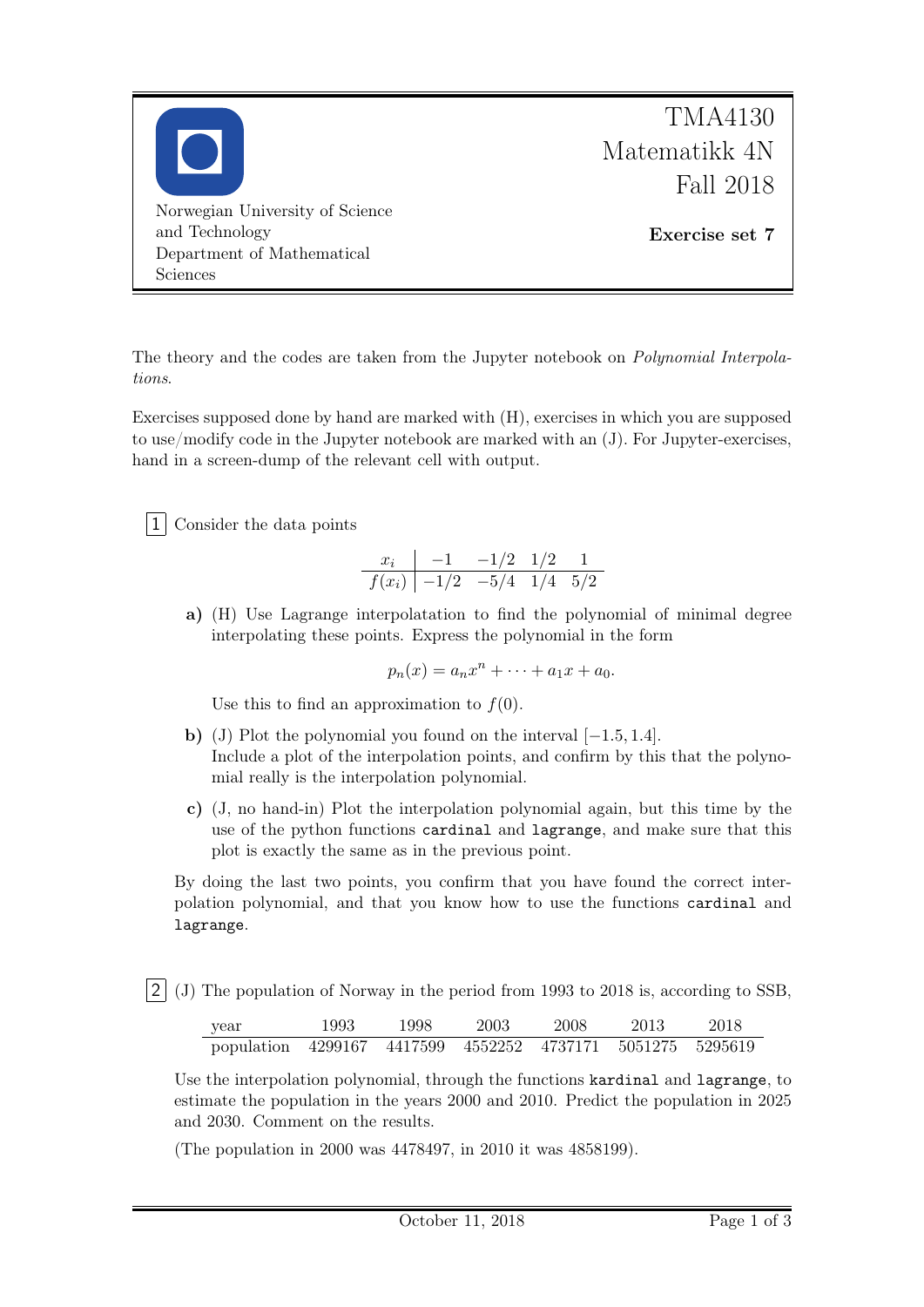TMA4130 Matematikk 4N Fall 2018

Norwegian University of Science and Technology
Department of Mathematical Sciences

**Exercise set 7**

The theory and the codes are taken from the Jupyter notebook on *Polynomial Interpolations*.

Exercises supposed done by hand are marked with (H), exercises in which you are supposed to use/modify code in the Jupyter notebook are marked with an (J). For Jupyter-exercises, hand in a screen-dump of the relevant cell with output.

**1** Consider the data points

| $x_i$ | $-1$ | $-1/2$ | $1/2$ | $1$ |
|---|---|---|---|---|
| $f(x_i)$ | $-1/2$ | $-5/4$ | $1/4$ | $5/2$ |

**a)** (H) Use Lagrange interpolatation to find the polynomial of minimal degree interpolating these points. Express the polynomial in the form

$$p_n(x) = a_n x^n + \cdots + a_1 x + a_0.$$

Use this to find an approximation to $f(0)$.

**b)** (J) Plot the polynomial you found on the interval $[-1.5, 1.4]$.
Include a plot of the interpolation points, and confirm by this that the polynomial really is the interpolation polynomial.

**c)** (J, no hand-in) Plot the interpolation polynomial again, but this time by the use of the python functions `cardinal` and `lagrange`, and make sure that this plot is exactly the same as in the previous point.

By doing the last two points, you confirm that you have found the correct interpolation polynomial, and that you know how to use the functions `cardinal` and `lagrange`.

**2** (J) The population of Norway in the period from 1993 to 2018 is, according to SSB,

| year | 1993 | 1998 | 2003 | 2008 | 2013 | 2018 |
|---|---|---|---|---|---|---|
| population | 4299167 | 4417599 | 4552252 | 4737171 | 5051275 | 5295619 |

Use the interpolation polynomial, through the functions `kardinal` and `lagrange`, to estimate the population in the years 2000 and 2010. Predict the population in 2025 and 2030. Comment on the results.

(The population in 2000 was 4478497, in 2010 it was 4858199).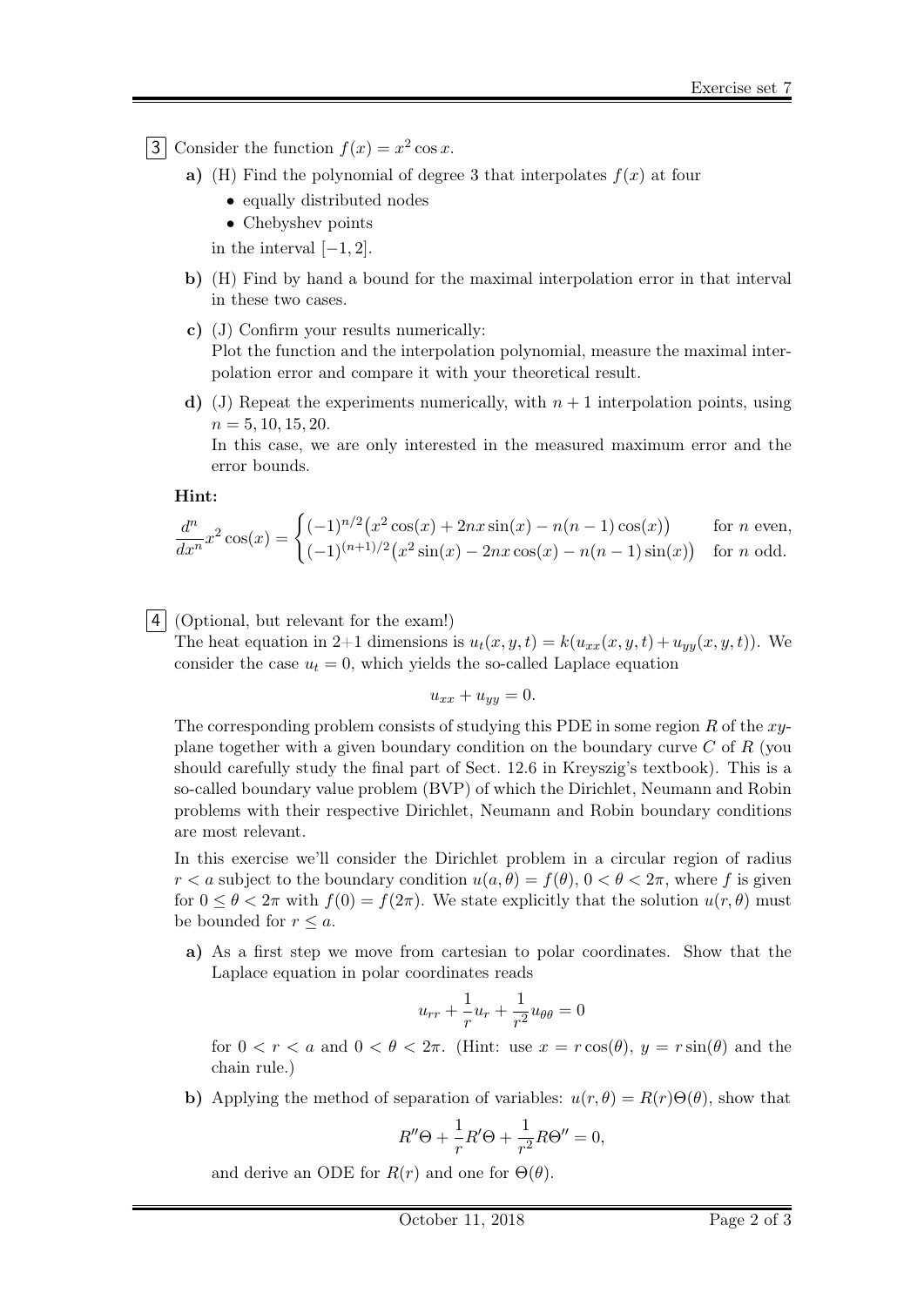**3** Consider the function $f(x) = x^2 \cos x$.

**a)** (H) Find the polynomial of degree 3 that interpolates $f(x)$ at four

- equally distributed nodes
- Chebyshev points

in the interval $[-1, 2]$.

**b)** (H) Find by hand a bound for the maximal interpolation error in that interval in these two cases.

**c)** (J) Confirm your results numerically:
Plot the function and the interpolation polynomial, measure the maximal interpolation error and compare it with your theoretical result.

**d)** (J) Repeat the experiments numerically, with $n + 1$ interpolation points, using $n = 5, 10, 15, 20$.
In this case, we are only interested in the measured maximum error and the error bounds.

**Hint:**

$$\frac{d^n}{dx^n} x^2 \cos(x) = \begin{cases} (-1)^{n/2}\big(x^2 \cos(x) + 2nx \sin(x) - n(n-1)\cos(x)\big) & \text{for } n \text{ even,} \\ (-1)^{(n+1)/2}\big(x^2 \sin(x) - 2nx \cos(x) - n(n-1)\sin(x)\big) & \text{for } n \text{ odd.} \end{cases}$$

**4** (Optional, but relevant for the exam!)
The heat equation in 2+1 dimensions is $u_t(x, y, t) = k(u_{xx}(x, y, t) + u_{yy}(x, y, t))$. We consider the case $u_t = 0$, which yields the so-called Laplace equation

$$u_{xx} + u_{yy} = 0.$$

The corresponding problem consists of studying this PDE in some region $R$ of the $xy$-plane together with a given boundary condition on the boundary curve $C$ of $R$ (you should carefully study the final part of Sect. 12.6 in Kreyszig's textbook). This is a so-called boundary value problem (BVP) of which the Dirichlet, Neumann and Robin problems with their respective Dirichlet, Neumann and Robin boundary conditions are most relevant.

In this exercise we'll consider the Dirichlet problem in a circular region of radius $r < a$ subject to the boundary condition $u(a, \theta) = f(\theta)$, $0 < \theta < 2\pi$, where $f$ is given for $0 \leq \theta < 2\pi$ with $f(0) = f(2\pi)$. We state explicitly that the solution $u(r, \theta)$ must be bounded for $r \leq a$.

**a)** As a first step we move from cartesian to polar coordinates. Show that the Laplace equation in polar coordinates reads

$$u_{rr} + \frac{1}{r} u_r + \frac{1}{r^2} u_{\theta\theta} = 0$$

for $0 < r < a$ and $0 < \theta < 2\pi$. (Hint: use $x = r\cos(\theta)$, $y = r\sin(\theta)$ and the chain rule.)

**b)** Applying the method of separation of variables: $u(r, \theta) = R(r)\Theta(\theta)$, show that

$$R''\Theta + \frac{1}{r} R'\Theta + \frac{1}{r^2} R\Theta'' = 0,$$

and derive an ODE for $R(r)$ and one for $\Theta(\theta)$.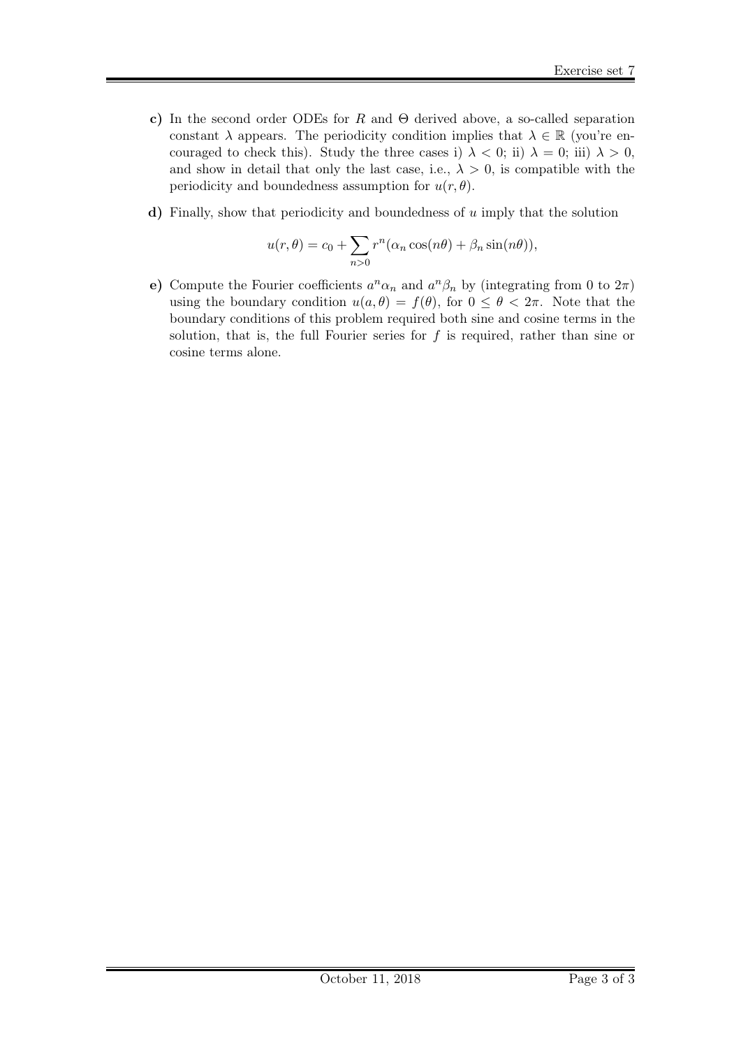**c)** In the second order ODEs for $R$ and $\Theta$ derived above, a so-called separation constant $\lambda$ appears. The periodicity condition implies that $\lambda \in \mathbb{R}$ (you're encouraged to check this). Study the three cases i) $\lambda < 0$; ii) $\lambda = 0$; iii) $\lambda > 0$, and show in detail that only the last case, i.e., $\lambda > 0$, is compatible with the periodicity and boundedness assumption for $u(r, \theta)$.

**d)** Finally, show that periodicity and boundedness of $u$ imply that the solution

$$u(r, \theta) = c_0 + \sum_{n>0} r^n (\alpha_n \cos(n\theta) + \beta_n \sin(n\theta)),$$

**e)** Compute the Fourier coefficients $a^n \alpha_n$ and $a^n \beta_n$ by (integrating from 0 to $2\pi$) using the boundary condition $u(a, \theta) = f(\theta)$, for $0 \leq \theta < 2\pi$. Note that the boundary conditions of this problem required both sine and cosine terms in the solution, that is, the full Fourier series for $f$ is required, rather than sine or cosine terms alone.